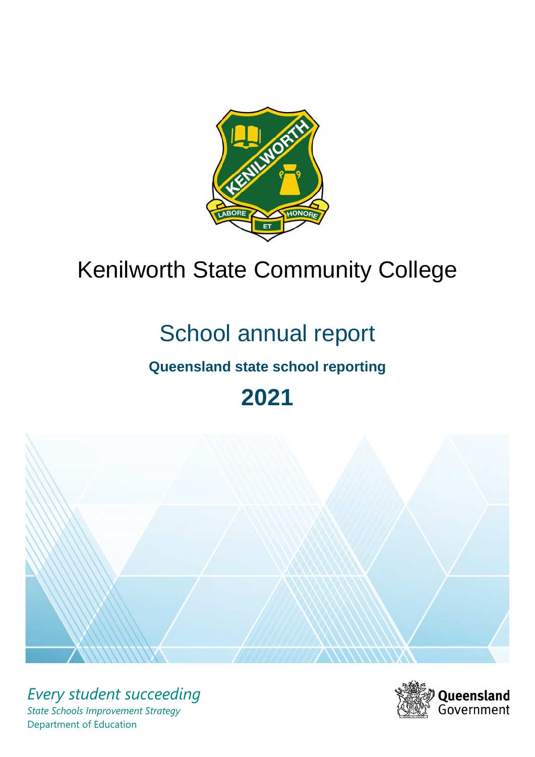# Kenilworth State Community College

## School annual report

**Queensland state school reporting**

**2021**

*Every student succeeding*

*State Schools Improvement Strategy*

Department of Education

Queensland Government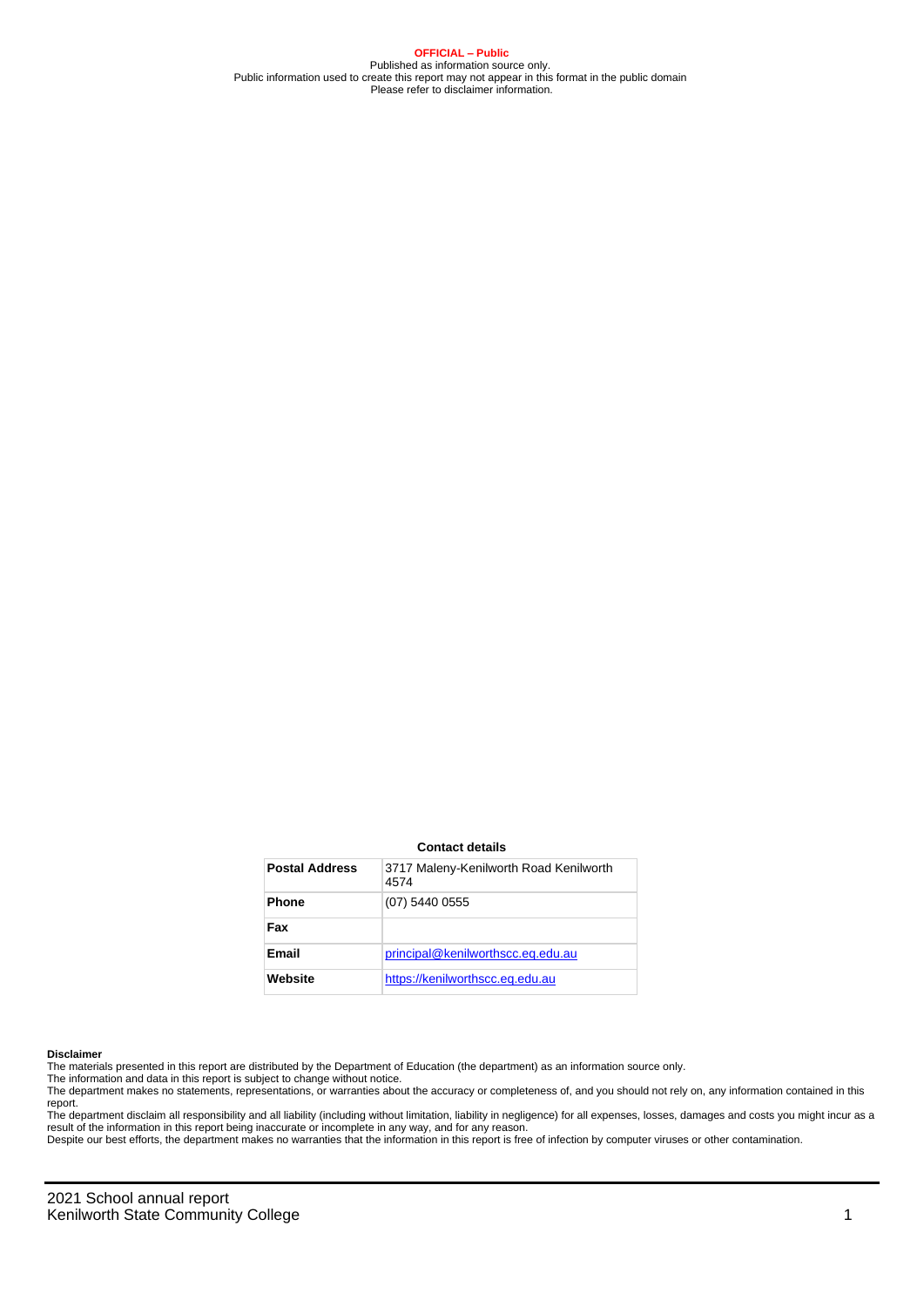**OFFICIAL – Public**
Published as information source only.
Public information used to create this report may not appear in this format in the public domain
Please refer to disclaimer information.

**Contact details**

| Postal Address | 3717 Maleny-Kenilworth Road Kenilworth 4574 |
|---|---|
| Phone | (07) 5440 0555 |
| Fax | |
| Email | principal@kenilworthscc.eq.edu.au |
| Website | https://kenilworthscc.eq.edu.au |

**Disclaimer**

The materials presented in this report are distributed by the Department of Education (the department) as an information source only.

The information and data in this report is subject to change without notice.

The department makes no statements, representations, or warranties about the accuracy or completeness of, and you should not rely on, any information contained in this report.

The department disclaim all responsibility and all liability (including without limitation, liability in negligence) for all expenses, losses, damages and costs you might incur as a result of the information in this report being inaccurate or incomplete in any way, and for any reason.

Despite our best efforts, the department makes no warranties that the information in this report is free of infection by computer viruses or other contamination.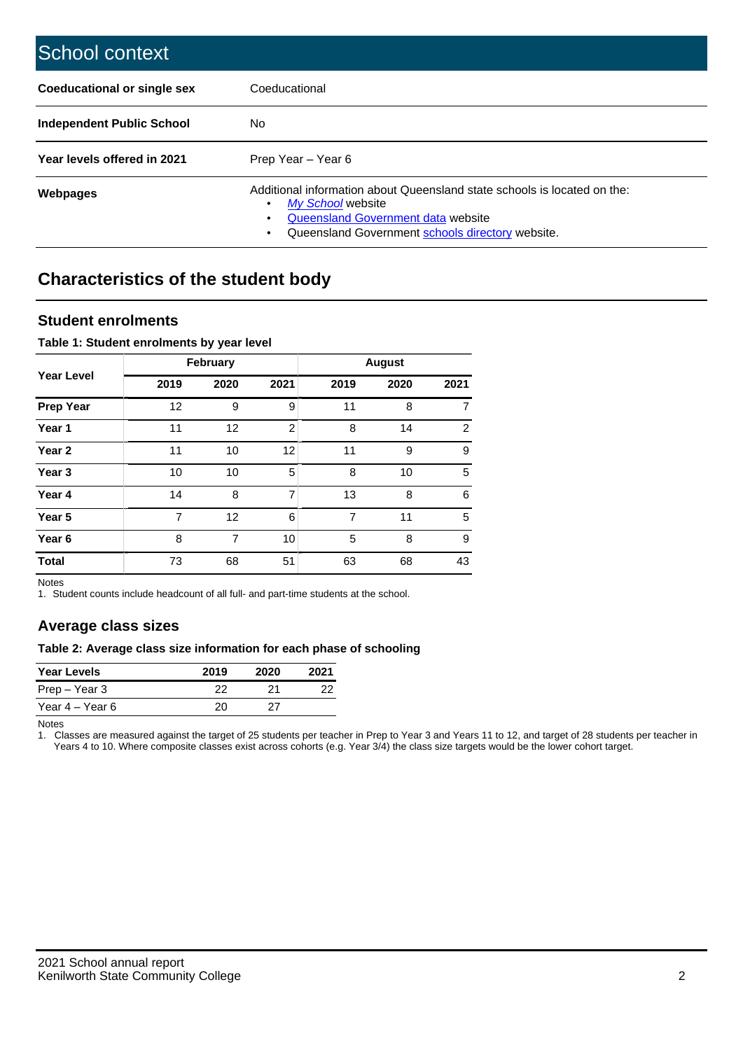# School context

| | |
|---|---|
| **Coeducational or single sex** | Coeducational |
| **Independent Public School** | No |
| **Year levels offered in 2021** | Prep Year – Year 6 |
| **Webpages** | Additional information about Queensland state schools is located on the:<br>• *My School* website<br>• Queensland Government data website<br>• Queensland Government schools directory website. |

## Characteristics of the student body

### Student enrolments

**Table 1: Student enrolments by year level**

| Year Level | February | | | August | | |
|---|---|---|---|---|---|---|
| | 2019 | 2020 | 2021 | 2019 | 2020 | 2021 |
| **Prep Year** | 12 | 9 | 9 | 11 | 8 | 7 |
| **Year 1** | 11 | 12 | 2 | 8 | 14 | 2 |
| **Year 2** | 11 | 10 | 12 | 11 | 9 | 9 |
| **Year 3** | 10 | 10 | 5 | 8 | 10 | 5 |
| **Year 4** | 14 | 8 | 7 | 13 | 8 | 6 |
| **Year 5** | 7 | 12 | 6 | 7 | 11 | 5 |
| **Year 6** | 8 | 7 | 10 | 5 | 8 | 9 |
| **Total** | 73 | 68 | 51 | 63 | 68 | 43 |

Notes
1. Student counts include headcount of all full- and part-time students at the school.

### Average class sizes

**Table 2: Average class size information for each phase of schooling**

| Year Levels | 2019 | 2020 | 2021 |
|---|---|---|---|
| Prep – Year 3 | 22 | 21 | 22 |
| Year 4 – Year 6 | 20 | 27 | |

Notes
1. Classes are measured against the target of 25 students per teacher in Prep to Year 3 and Years 11 to 12, and target of 28 students per teacher in Years 4 to 10. Where composite classes exist across cohorts (e.g. Year 3/4) the class size targets would be the lower cohort target.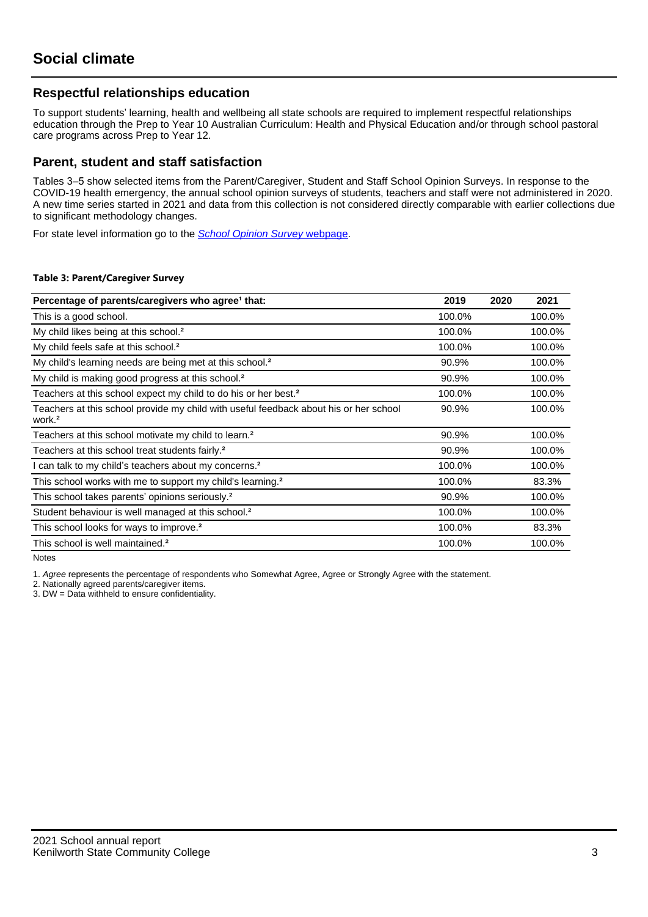# Social climate

## Respectful relationships education

To support students' learning, health and wellbeing all state schools are required to implement respectful relationships education through the Prep to Year 10 Australian Curriculum: Health and Physical Education and/or through school pastoral care programs across Prep to Year 12.

## Parent, student and staff satisfaction

Tables 3–5 show selected items from the Parent/Caregiver, Student and Staff School Opinion Surveys. In response to the COVID-19 health emergency, the annual school opinion surveys of students, teachers and staff were not administered in 2020. A new time series started in 2021 and data from this collection is not considered directly comparable with earlier collections due to significant methodology changes.

For state level information go to the *School Opinion Survey* webpage.

**Table 3: Parent/Caregiver Survey**

| Percentage of parents/caregivers who agree[1] that: | 2019 | 2020 | 2021 |
|---|---|---|---|
| This is a good school. | 100.0% | | 100.0% |
| My child likes being at this school.[2] | 100.0% | | 100.0% |
| My child feels safe at this school.[2] | 100.0% | | 100.0% |
| My child's learning needs are being met at this school.[2] | 90.9% | | 100.0% |
| My child is making good progress at this school.[2] | 90.9% | | 100.0% |
| Teachers at this school expect my child to do his or her best.[2] | 100.0% | | 100.0% |
| Teachers at this school provide my child with useful feedback about his or her school work.[2] | 90.9% | | 100.0% |
| Teachers at this school motivate my child to learn.[2] | 90.9% | | 100.0% |
| Teachers at this school treat students fairly.[2] | 90.9% | | 100.0% |
| I can talk to my child's teachers about my concerns.[2] | 100.0% | | 100.0% |
| This school works with me to support my child's learning.[2] | 100.0% | | 83.3% |
| This school takes parents' opinions seriously.[2] | 90.9% | | 100.0% |
| Student behaviour is well managed at this school.[2] | 100.0% | | 100.0% |
| This school looks for ways to improve.[2] | 100.0% | | 83.3% |
| This school is well maintained.[2] | 100.0% | | 100.0% |

Notes

1. *Agree* represents the percentage of respondents who Somewhat Agree, Agree or Strongly Agree with the statement.
2. Nationally agreed parents/caregiver items.
3. DW = Data withheld to ensure confidentiality.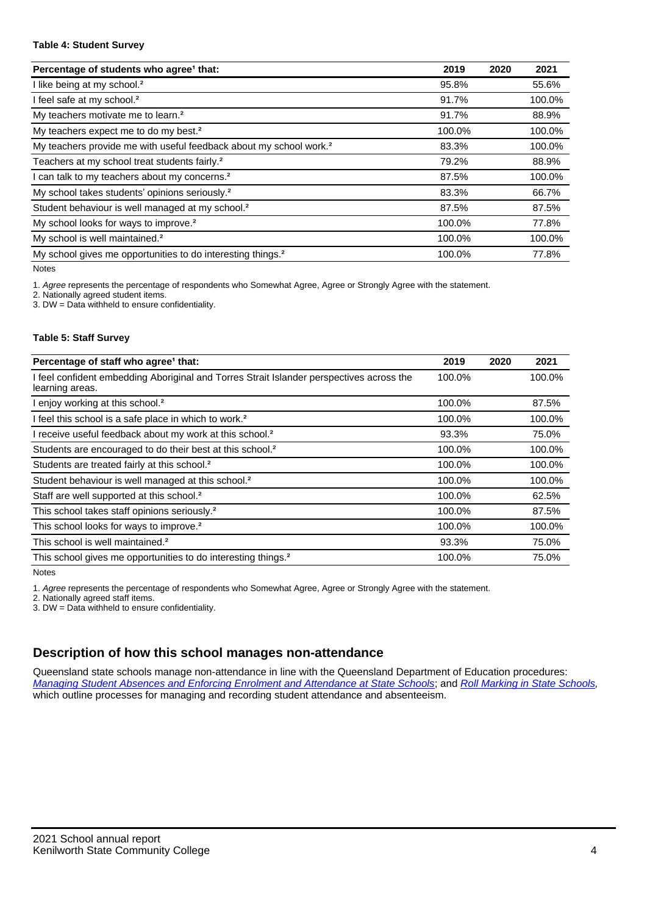#### Table 4: Student Survey

| Percentage of students who agree[1] that: | 2019 | 2020 | 2021 |
|---|---|---|---|
| I like being at my school.[2] | 95.8% | | 55.6% |
| I feel safe at my school.[2] | 91.7% | | 100.0% |
| My teachers motivate me to learn.[2] | 91.7% | | 88.9% |
| My teachers expect me to do my best.[2] | 100.0% | | 100.0% |
| My teachers provide me with useful feedback about my school work.[2] | 83.3% | | 100.0% |
| Teachers at my school treat students fairly.[2] | 79.2% | | 88.9% |
| I can talk to my teachers about my concerns.[2] | 87.5% | | 100.0% |
| My school takes students' opinions seriously.[2] | 83.3% | | 66.7% |
| Student behaviour is well managed at my school.[2] | 87.5% | | 87.5% |
| My school looks for ways to improve.[2] | 100.0% | | 77.8% |
| My school is well maintained.[2] | 100.0% | | 100.0% |
| My school gives me opportunities to do interesting things.[2] | 100.0% | | 77.8% |

Notes

1. *Agree* represents the percentage of respondents who Somewhat Agree, Agree or Strongly Agree with the statement.
2. Nationally agreed student items.
3. DW = Data withheld to ensure confidentiality.

#### Table 5: Staff Survey

| Percentage of staff who agree[1] that: | 2019 | 2020 | 2021 |
|---|---|---|---|
| I feel confident embedding Aboriginal and Torres Strait Islander perspectives across the learning areas. | 100.0% | | 100.0% |
| I enjoy working at this school.[2] | 100.0% | | 87.5% |
| I feel this school is a safe place in which to work.[2] | 100.0% | | 100.0% |
| I receive useful feedback about my work at this school.[2] | 93.3% | | 75.0% |
| Students are encouraged to do their best at this school.[2] | 100.0% | | 100.0% |
| Students are treated fairly at this school.[2] | 100.0% | | 100.0% |
| Student behaviour is well managed at this school.[2] | 100.0% | | 100.0% |
| Staff are well supported at this school.[2] | 100.0% | | 62.5% |
| This school takes staff opinions seriously.[2] | 100.0% | | 87.5% |
| This school looks for ways to improve.[2] | 100.0% | | 100.0% |
| This school is well maintained.[2] | 93.3% | | 75.0% |
| This school gives me opportunities to do interesting things.[2] | 100.0% | | 75.0% |

Notes

1. *Agree* represents the percentage of respondents who Somewhat Agree, Agree or Strongly Agree with the statement.
2. Nationally agreed staff items.
3. DW = Data withheld to ensure confidentiality.

## Description of how this school manages non-attendance

Queensland state schools manage non-attendance in line with the Queensland Department of Education procedures: *Managing Student Absences and Enforcing Enrolment and Attendance at State Schools*; and *Roll Marking in State Schools,* which outline processes for managing and recording student attendance and absenteeism.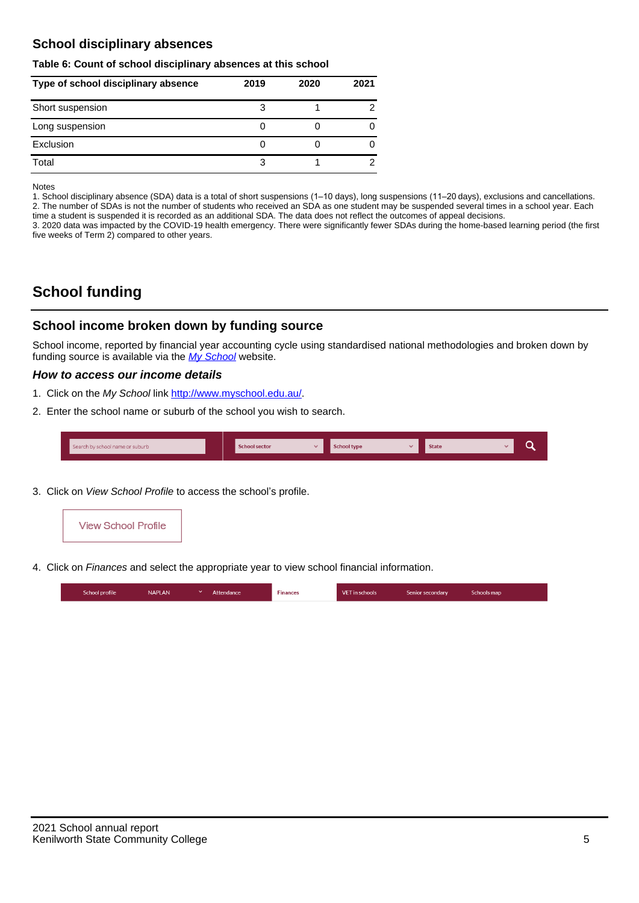## School disciplinary absences

**Table 6: Count of school disciplinary absences at this school**

| Type of school disciplinary absence | 2019 | 2020 | 2021 |
|---|---|---|---|
| Short suspension | 3 | 1 | 2 |
| Long suspension | 0 | 0 | 0 |
| Exclusion | 0 | 0 | 0 |
| Total | 3 | 1 | 2 |

Notes

1. School disciplinary absence (SDA) data is a total of short suspensions (1–10 days), long suspensions (11–20 days), exclusions and cancellations.
2. The number of SDAs is not the number of students who received an SDA as one student may be suspended several times in a school year. Each time a student is suspended it is recorded as an additional SDA. The data does not reflect the outcomes of appeal decisions.
3. 2020 data was impacted by the COVID-19 health emergency. There were significantly fewer SDAs during the home-based learning period (the first five weeks of Term 2) compared to other years.

# School funding

## School income broken down by funding source

School income, reported by financial year accounting cycle using standardised national methodologies and broken down by funding source is available via the *My School* website.

### *How to access our income details*

1. Click on the *My School* link http://www.myschool.edu.au/.
2. Enter the school name or suburb of the school you wish to search.

Search by school name or suburb | School sector | School type | State

3. Click on *View School Profile* to access the school's profile.

View School Profile

4. Click on *Finances* and select the appropriate year to view school financial information.

School profile | NAPLAN | Attendance | Finances | VET in schools | Senior secondary | Schools map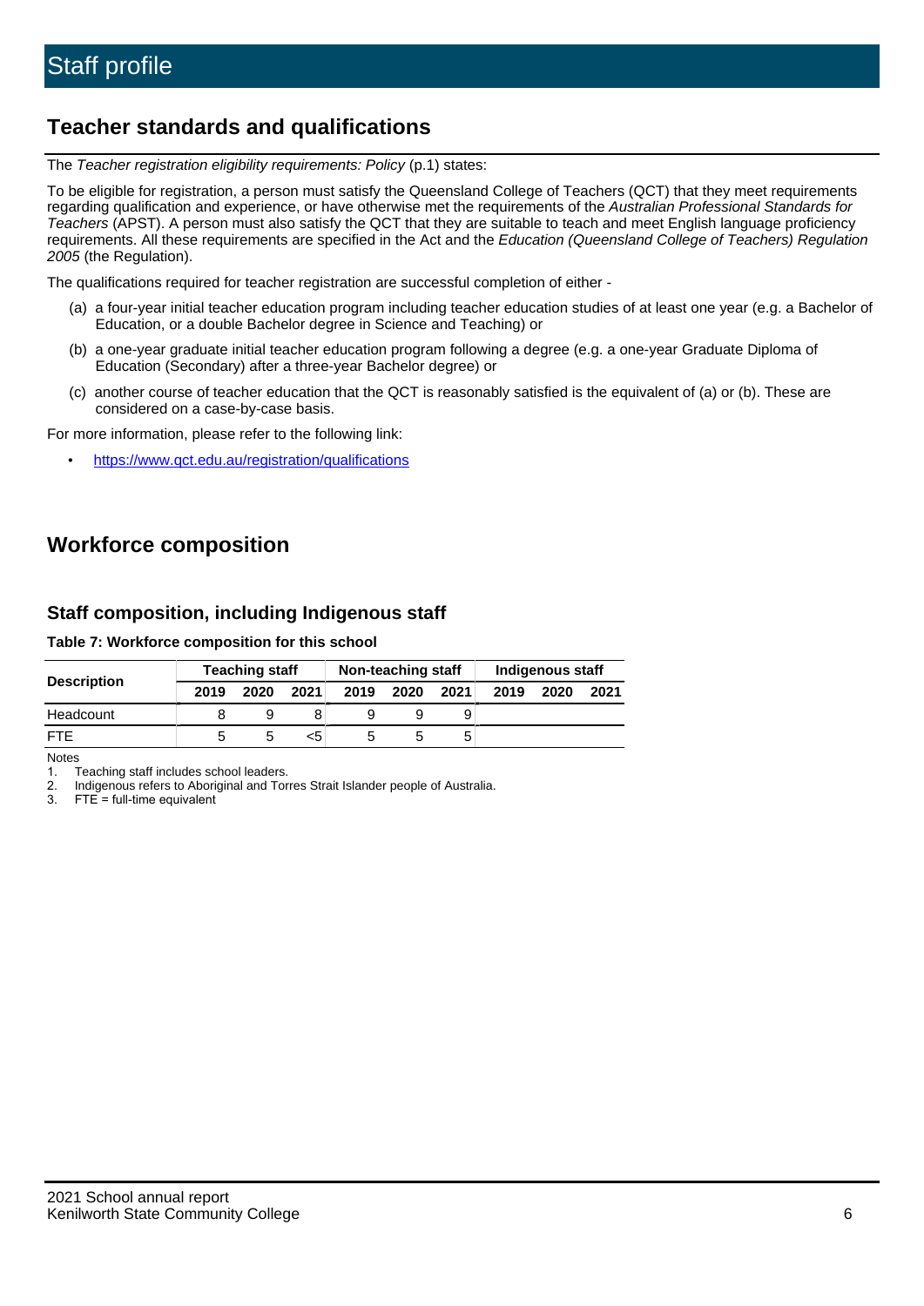# Staff profile

## Teacher standards and qualifications

The *Teacher registration eligibility requirements: Policy* (p.1) states:

To be eligible for registration, a person must satisfy the Queensland College of Teachers (QCT) that they meet requirements regarding qualification and experience, or have otherwise met the requirements of the *Australian Professional Standards for Teachers* (APST). A person must also satisfy the QCT that they are suitable to teach and meet English language proficiency requirements. All these requirements are specified in the Act and the *Education (Queensland College of Teachers) Regulation 2005* (the Regulation).

The qualifications required for teacher registration are successful completion of either -

(a) a four-year initial teacher education program including teacher education studies of at least one year (e.g. a Bachelor of Education, or a double Bachelor degree in Science and Teaching) or

(b) a one-year graduate initial teacher education program following a degree (e.g. a one-year Graduate Diploma of Education (Secondary) after a three-year Bachelor degree) or

(c) another course of teacher education that the QCT is reasonably satisfied is the equivalent of (a) or (b). These are considered on a case-by-case basis.

For more information, please refer to the following link:

- https://www.qct.edu.au/registration/qualifications

## Workforce composition

### Staff composition, including Indigenous staff

**Table 7: Workforce composition for this school**

| Description | Teaching staff | | | Non-teaching staff | | | Indigenous staff | | |
|---|---|---|---|---|---|---|---|---|---|
| | 2019 | 2020 | 2021 | 2019 | 2020 | 2021 | 2019 | 2020 | 2021 |
| Headcount | 8 | 9 | 8 | 9 | 9 | 9 | | | |
| FTE | 5 | 5 | <5 | 5 | 5 | 5 | | | |

Notes

1. Teaching staff includes school leaders.
2. Indigenous refers to Aboriginal and Torres Strait Islander people of Australia.
3. FTE = full-time equivalent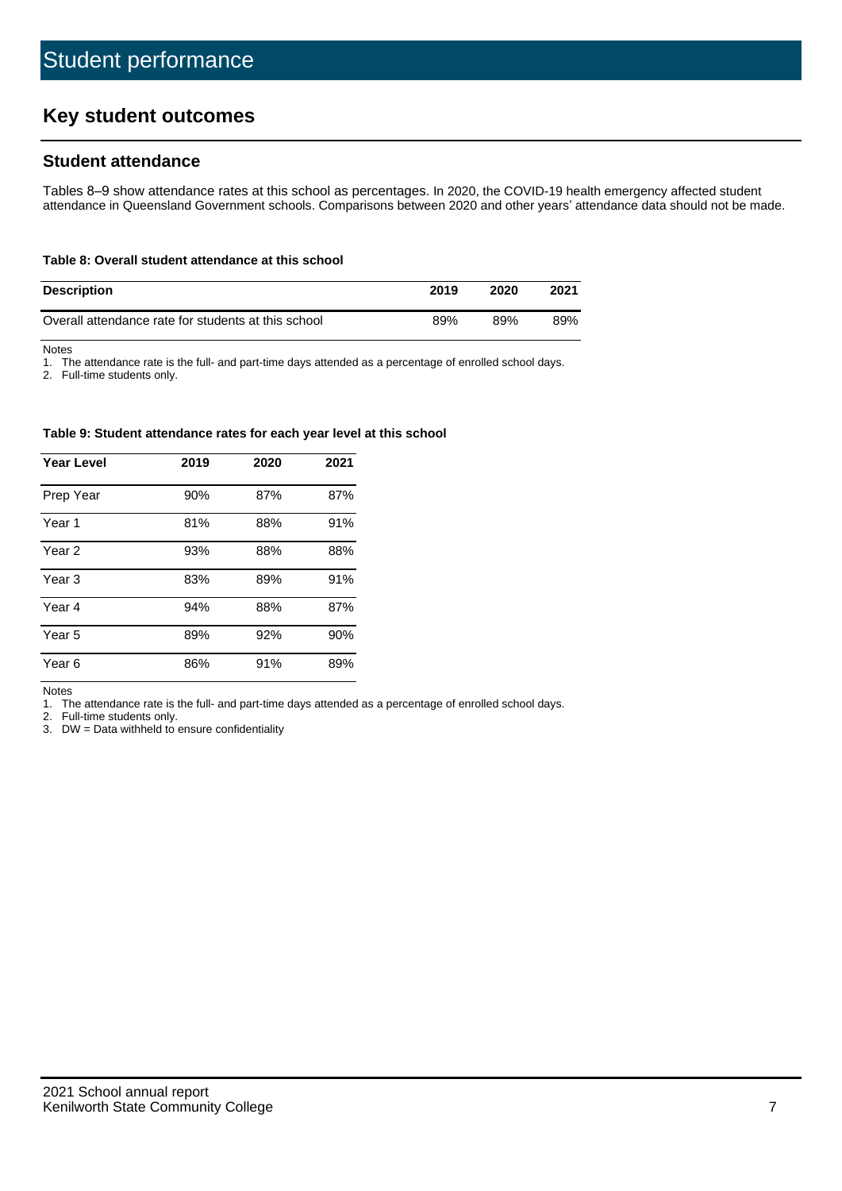# Student performance

## Key student outcomes

### Student attendance

Tables 8–9 show attendance rates at this school as percentages. In 2020, the COVID-19 health emergency affected student attendance in Queensland Government schools. Comparisons between 2020 and other years' attendance data should not be made.

**Table 8: Overall student attendance at this school**

| Description | 2019 | 2020 | 2021 |
|---|---|---|---|
| Overall attendance rate for students at this school | 89% | 89% | 89% |

Notes
1. The attendance rate is the full- and part-time days attended as a percentage of enrolled school days.
2. Full-time students only.

**Table 9: Student attendance rates for each year level at this school**

| Year Level | 2019 | 2020 | 2021 |
|---|---|---|---|
| Prep Year | 90% | 87% | 87% |
| Year 1 | 81% | 88% | 91% |
| Year 2 | 93% | 88% | 88% |
| Year 3 | 83% | 89% | 91% |
| Year 4 | 94% | 88% | 87% |
| Year 5 | 89% | 92% | 90% |
| Year 6 | 86% | 91% | 89% |

Notes
1. The attendance rate is the full- and part-time days attended as a percentage of enrolled school days.
2. Full-time students only.
3. DW = Data withheld to ensure confidentiality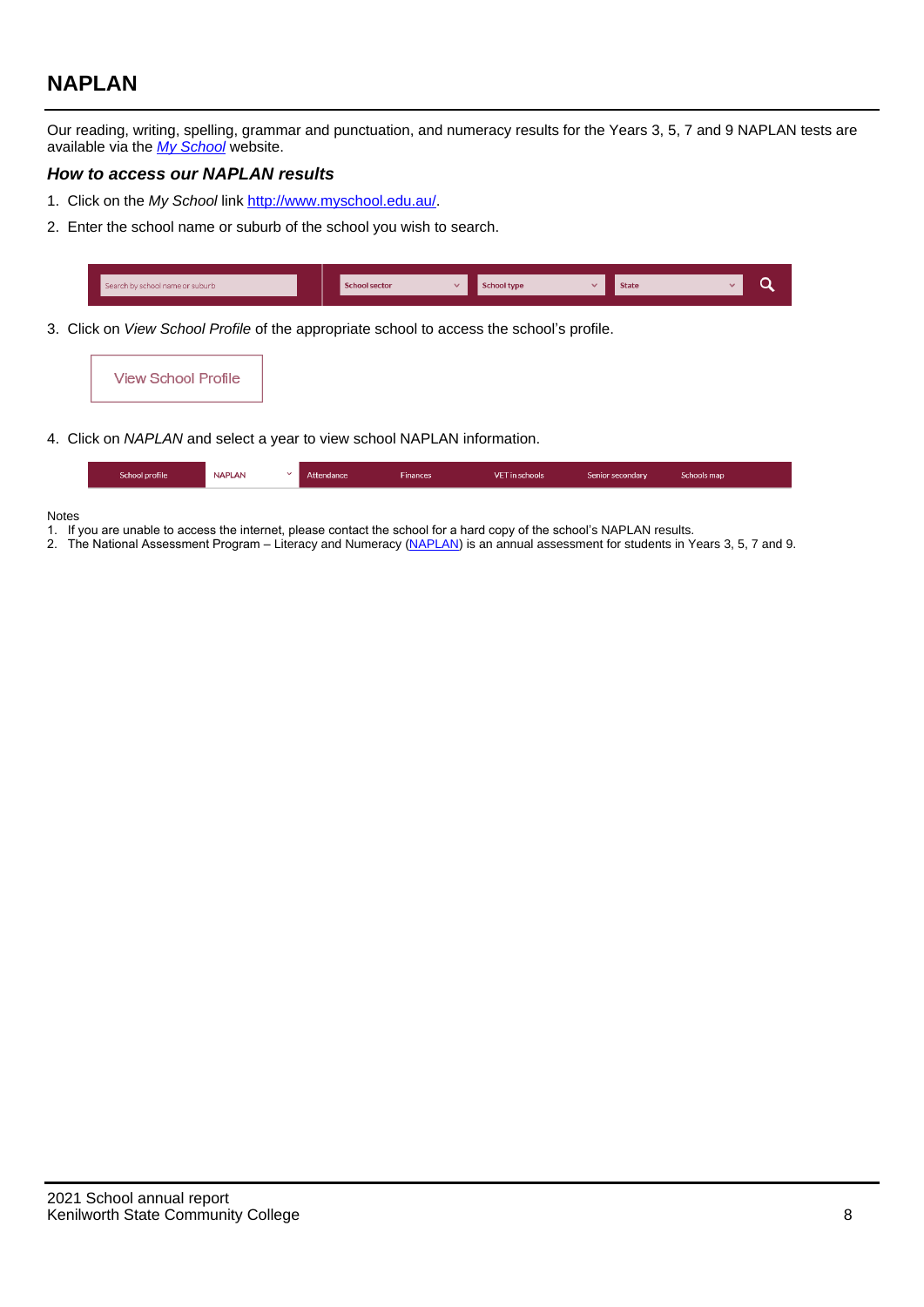## NAPLAN

Our reading, writing, spelling, grammar and punctuation, and numeracy results for the Years 3, 5, 7 and 9 NAPLAN tests are available via the *My School* website.

### *How to access our NAPLAN results*

1. Click on the *My School* link http://www.myschool.edu.au/.
2. Enter the school name or suburb of the school you wish to search.

Search by school name or suburb | School sector | School type | State

3. Click on *View School Profile* of the appropriate school to access the school's profile.

View School Profile

4. Click on *NAPLAN* and select a year to view school NAPLAN information.

School profile | NAPLAN | Attendance | Finances | VET in schools | Senior secondary | Schools map

Notes
1. If you are unable to access the internet, please contact the school for a hard copy of the school's NAPLAN results.
2. The National Assessment Program – Literacy and Numeracy (NAPLAN) is an annual assessment for students in Years 3, 5, 7 and 9.